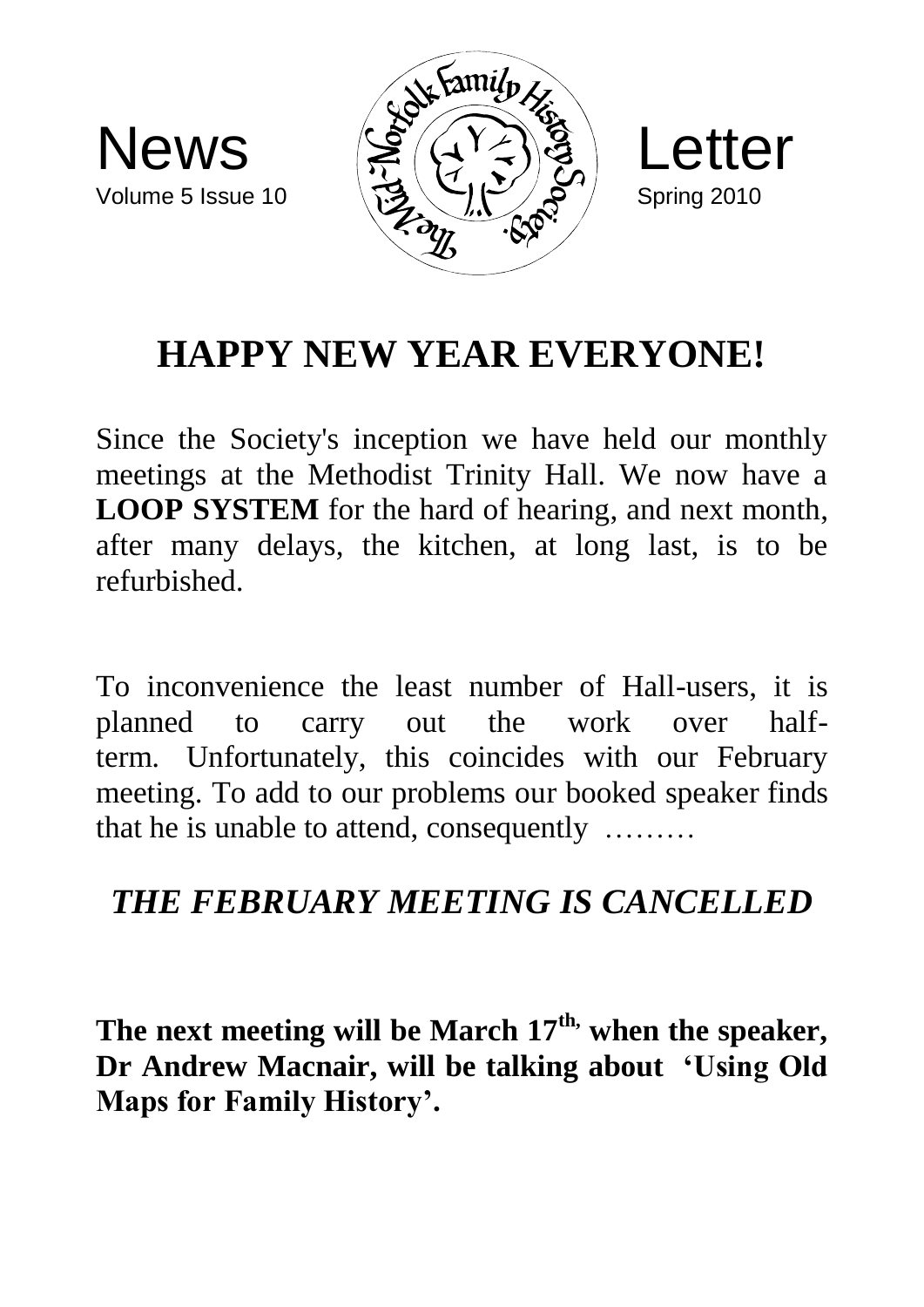# News Letter

Volume 5 Issue 10

Spring 2010

The Mid-Norfolk Family History Society

## HAPPY NEW YEAR EVERYONE!

Since the Society's inception we have held our monthly meetings at the Methodist Trinity Hall. We now have a **LOOP SYSTEM** for the hard of hearing, and next month, after many delays, the kitchen, at long last, is to be refurbished.

To inconvenience the least number of Hall-users, it is planned to carry out the work over half-term. Unfortunately, this coincides with our February meeting. To add to our problems our booked speaker finds that he is unable to attend, consequently ………

### *THE FEBRUARY MEETING IS CANCELLED*

**The next meeting will be March 17th, when the speaker, Dr Andrew Macnair, will be talking about 'Using Old Maps for Family History'.**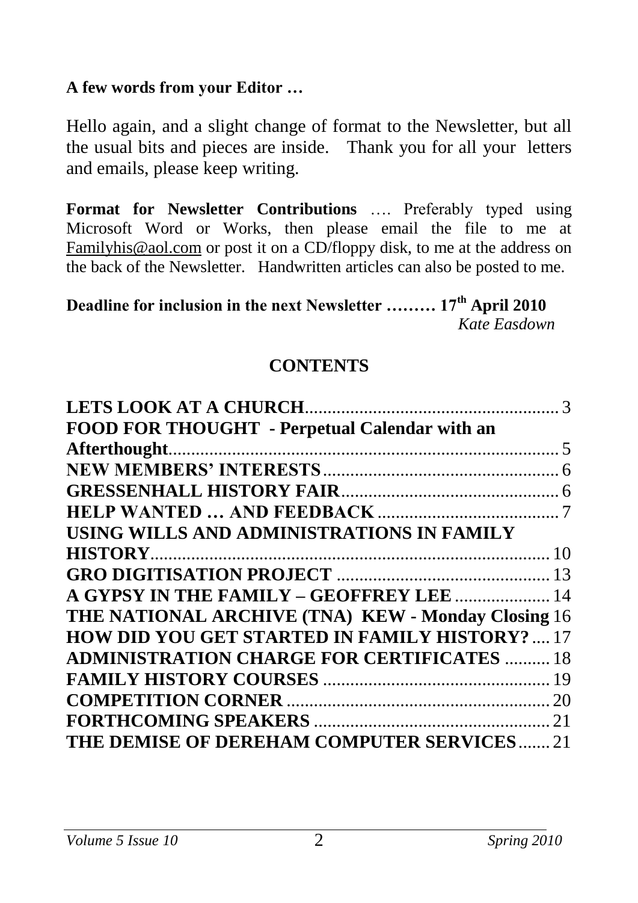**A few words from your Editor …**

Hello again, and a slight change of format to the Newsletter, but all the usual bits and pieces are inside. Thank you for all your letters and emails, please keep writing.

**Format for Newsletter Contributions** …. Preferably typed using Microsoft Word or Works, then please email the file to me at Familyhis@aol.com or post it on a CD/floppy disk, to me at the address on the back of the Newsletter. Handwritten articles can also be posted to me.

**Deadline for inclusion in the next Newsletter ……… 17th April 2010**

*Kate Easdown*

## CONTENTS

| | |
|---|---|
| **LETS LOOK AT A CHURCH** | 3 |
| **FOOD FOR THOUGHT - Perpetual Calendar with an Afterthought** | 5 |
| **NEW MEMBERS' INTERESTS** | 6 |
| **GRESSENHALL HISTORY FAIR** | 6 |
| **HELP WANTED … AND FEEDBACK** | 7 |
| **USING WILLS AND ADMINISTRATIONS IN FAMILY HISTORY** | 10 |
| **GRO DIGITISATION PROJECT** | 13 |
| **A GYPSY IN THE FAMILY – GEOFFREY LEE** | 14 |
| **THE NATIONAL ARCHIVE (TNA) KEW - Monday Closing** | 16 |
| **HOW DID YOU GET STARTED IN FAMILY HISTORY?** | 17 |
| **ADMINISTRATION CHARGE FOR CERTIFICATES** | 18 |
| **FAMILY HISTORY COURSES** | 19 |
| **COMPETITION CORNER** | 20 |
| **FORTHCOMING SPEAKERS** | 21 |
| **THE DEMISE OF DEREHAM COMPUTER SERVICES** | 21 |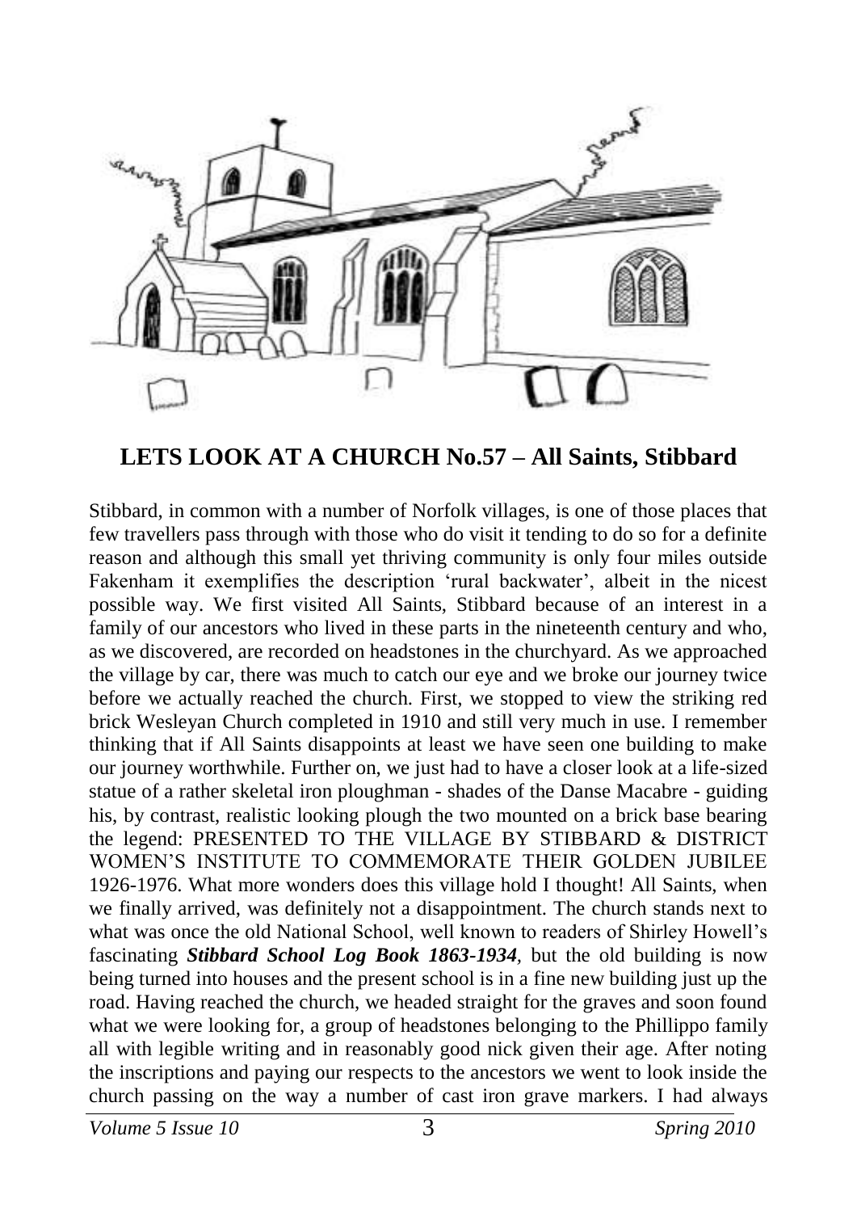## LETS LOOK AT A CHURCH No.57 – All Saints, Stibbard

Stibbard, in common with a number of Norfolk villages, is one of those places that few travellers pass through with those who do visit it tending to do so for a definite reason and although this small yet thriving community is only four miles outside Fakenham it exemplifies the description 'rural backwater', albeit in the nicest possible way. We first visited All Saints, Stibbard because of an interest in a family of our ancestors who lived in these parts in the nineteenth century and who, as we discovered, are recorded on headstones in the churchyard. As we approached the village by car, there was much to catch our eye and we broke our journey twice before we actually reached the church. First, we stopped to view the striking red brick Wesleyan Church completed in 1910 and still very much in use. I remember thinking that if All Saints disappoints at least we have seen one building to make our journey worthwhile. Further on, we just had to have a closer look at a life-sized statue of a rather skeletal iron ploughman - shades of the Danse Macabre - guiding his, by contrast, realistic looking plough the two mounted on a brick base bearing the legend: PRESENTED TO THE VILLAGE BY STIBBARD & DISTRICT WOMEN'S INSTITUTE TO COMMEMORATE THEIR GOLDEN JUBILEE 1926-1976. What more wonders does this village hold I thought! All Saints, when we finally arrived, was definitely not a disappointment. The church stands next to what was once the old National School, well known to readers of Shirley Howell's fascinating ***Stibbard School Log Book 1863-1934***, but the old building is now being turned into houses and the present school is in a fine new building just up the road. Having reached the church, we headed straight for the graves and soon found what we were looking for, a group of headstones belonging to the Phillippo family all with legible writing and in reasonably good nick given their age. After noting the inscriptions and paying our respects to the ancestors we went to look inside the church passing on the way a number of cast iron grave markers. I had always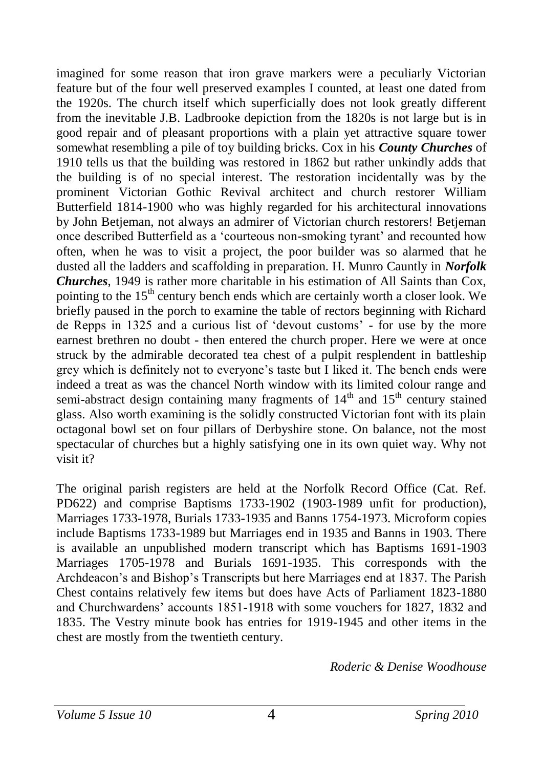imagined for some reason that iron grave markers were a peculiarly Victorian feature but of the four well preserved examples I counted, at least one dated from the 1920s. The church itself which superficially does not look greatly different from the inevitable J.B. Ladbrooke depiction from the 1820s is not large but is in good repair and of pleasant proportions with a plain yet attractive square tower somewhat resembling a pile of toy building bricks. Cox in his ***County Churches*** of 1910 tells us that the building was restored in 1862 but rather unkindly adds that the building is of no special interest. The restoration incidentally was by the prominent Victorian Gothic Revival architect and church restorer William Butterfield 1814-1900 who was highly regarded for his architectural innovations by John Betjeman, not always an admirer of Victorian church restorers! Betjeman once described Butterfield as a 'courteous non-smoking tyrant' and recounted how often, when he was to visit a project, the poor builder was so alarmed that he dusted all the ladders and scaffolding in preparation. H. Munro Cauntly in ***Norfolk Churches***, 1949 is rather more charitable in his estimation of All Saints than Cox, pointing to the 15th century bench ends which are certainly worth a closer look. We briefly paused in the porch to examine the table of rectors beginning with Richard de Repps in 1325 and a curious list of 'devout customs' - for use by the more earnest brethren no doubt - then entered the church proper. Here we were at once struck by the admirable decorated tea chest of a pulpit resplendent in battleship grey which is definitely not to everyone's taste but I liked it. The bench ends were indeed a treat as was the chancel North window with its limited colour range and semi-abstract design containing many fragments of 14th and 15th century stained glass. Also worth examining is the solidly constructed Victorian font with its plain octagonal bowl set on four pillars of Derbyshire stone. On balance, not the most spectacular of churches but a highly satisfying one in its own quiet way. Why not visit it?

The original parish registers are held at the Norfolk Record Office (Cat. Ref. PD622) and comprise Baptisms 1733-1902 (1903-1989 unfit for production), Marriages 1733-1978, Burials 1733-1935 and Banns 1754-1973. Microform copies include Baptisms 1733-1989 but Marriages end in 1935 and Banns in 1903. There is available an unpublished modern transcript which has Baptisms 1691-1903 Marriages 1705-1978 and Burials 1691-1935. This corresponds with the Archdeacon's and Bishop's Transcripts but here Marriages end at 1837. The Parish Chest contains relatively few items but does have Acts of Parliament 1823-1880 and Churchwardens' accounts 1851-1918 with some vouchers for 1827, 1832 and 1835. The Vestry minute book has entries for 1919-1945 and other items in the chest are mostly from the twentieth century.

*Roderic & Denise Woodhouse*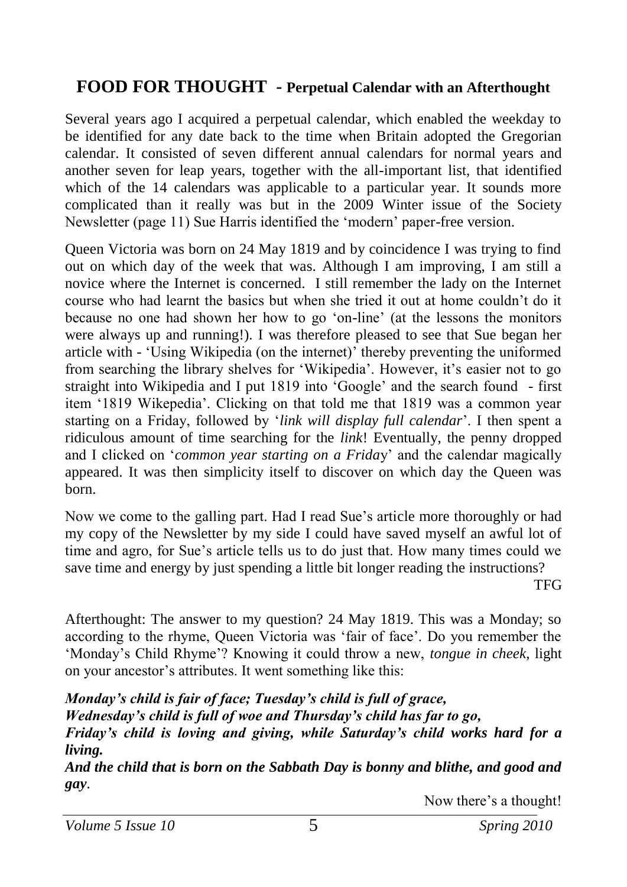## FOOD FOR THOUGHT - Perpetual Calendar with an Afterthought

Several years ago I acquired a perpetual calendar, which enabled the weekday to be identified for any date back to the time when Britain adopted the Gregorian calendar. It consisted of seven different annual calendars for normal years and another seven for leap years, together with the all-important list, that identified which of the 14 calendars was applicable to a particular year. It sounds more complicated than it really was but in the 2009 Winter issue of the Society Newsletter (page 11) Sue Harris identified the 'modern' paper-free version.

Queen Victoria was born on 24 May 1819 and by coincidence I was trying to find out on which day of the week that was. Although I am improving, I am still a novice where the Internet is concerned. I still remember the lady on the Internet course who had learnt the basics but when she tried it out at home couldn't do it because no one had shown her how to go 'on-line' (at the lessons the monitors were always up and running!). I was therefore pleased to see that Sue began her article with - 'Using Wikipedia (on the internet)' thereby preventing the uniformed from searching the library shelves for 'Wikipedia'. However, it's easier not to go straight into Wikipedia and I put 1819 into 'Google' and the search found - first item '1819 Wikepedia'. Clicking on that told me that 1819 was a common year starting on a Friday, followed by '*link will display full calendar*'. I then spent a ridiculous amount of time searching for the *link*! Eventually, the penny dropped and I clicked on '*common year starting on a Friday*' and the calendar magically appeared. It was then simplicity itself to discover on which day the Queen was born.

Now we come to the galling part. Had I read Sue's article more thoroughly or had my copy of the Newsletter by my side I could have saved myself an awful lot of time and agro, for Sue's article tells us to do just that. How many times could we save time and energy by just spending a little bit longer reading the instructions?

TFG

Afterthought: The answer to my question? 24 May 1819. This was a Monday; so according to the rhyme, Queen Victoria was 'fair of face'. Do you remember the 'Monday's Child Rhyme'? Knowing it could throw a new, *tongue in cheek*, light on your ancestor's attributes. It went something like this:

***Monday's child is fair of face; Tuesday's child is full of grace,***
***Wednesday's child is full of woe and Thursday's child has far to go,***
***Friday's child is loving and giving, while Saturday's child works hard for a living.***
***And the child that is born on the Sabbath Day is bonny and blithe, and good and gay.***

Now there's a thought!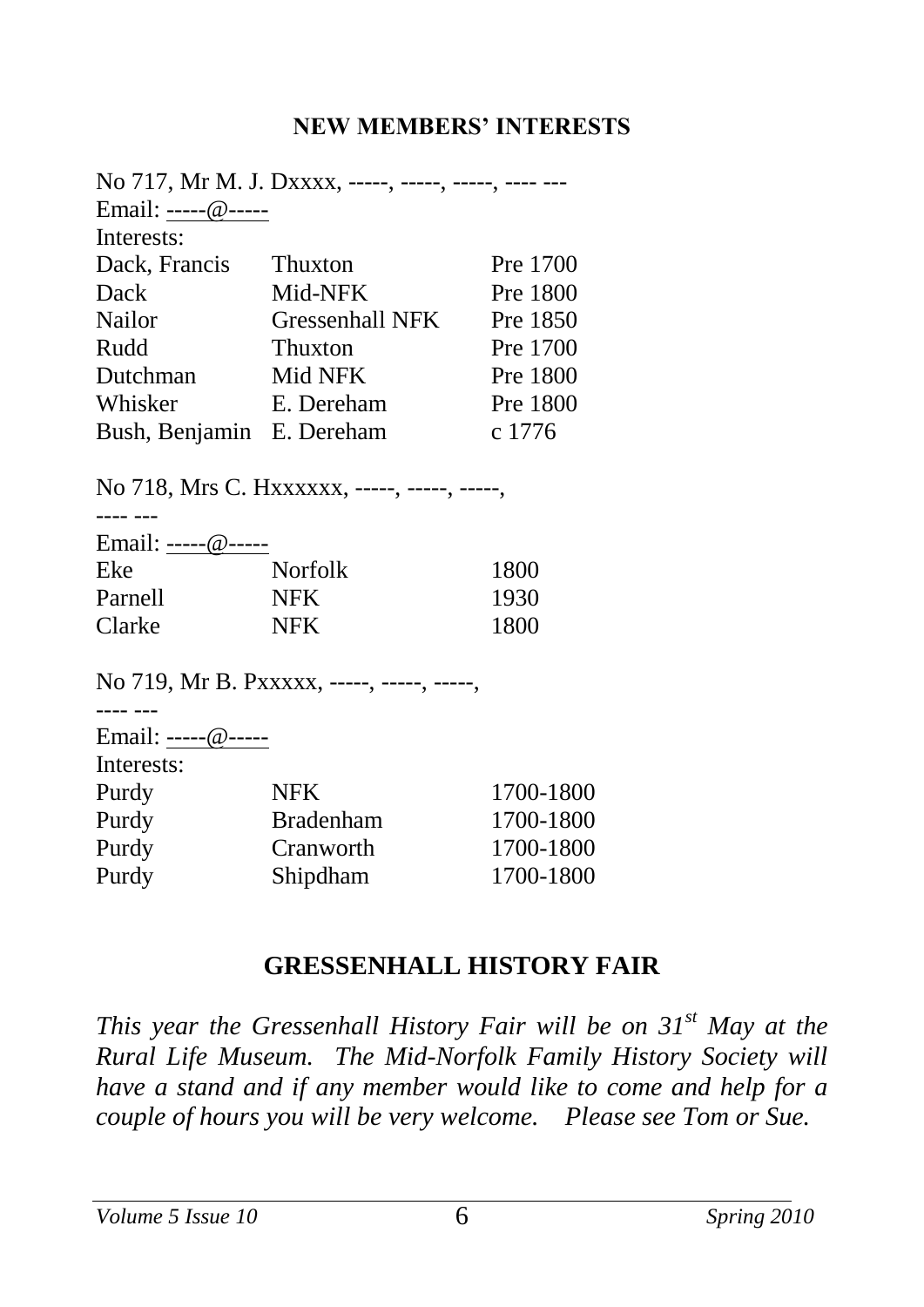## NEW MEMBERS' INTERESTS

No 717, Mr M. J. Dxxxx, -----, -----, -----, ---- ---
Email: -----@-----
Interests:

| | | |
|---|---|---|
| Dack, Francis | Thuxton | Pre 1700 |
| Dack | Mid-NFK | Pre 1800 |
| Nailor | Gressenhall NFK | Pre 1850 |
| Rudd | Thuxton | Pre 1700 |
| Dutchman | Mid NFK | Pre 1800 |
| Whisker | E. Dereham | Pre 1800 |
| Bush, Benjamin | E. Dereham | c 1776 |

No 718, Mrs C. Hxxxxxx, -----, -----, -----,
---- ---
Email: -----@-----

| | | |
|---|---|---|
| Eke | Norfolk | 1800 |
| Parnell | NFK | 1930 |
| Clarke | NFK | 1800 |

No 719, Mr B. Pxxxxx, -----, -----, -----,
---- ---
Email: -----@-----
Interests:

| | | |
|---|---|---|
| Purdy | NFK | 1700-1800 |
| Purdy | Bradenham | 1700-1800 |
| Purdy | Cranworth | 1700-1800 |
| Purdy | Shipdham | 1700-1800 |

## GRESSENHALL HISTORY FAIR

*This year the Gressenhall History Fair will be on 31st May at the Rural Life Museum. The Mid-Norfolk Family History Society will have a stand and if any member would like to come and help for a couple of hours you will be very welcome. Please see Tom or Sue.*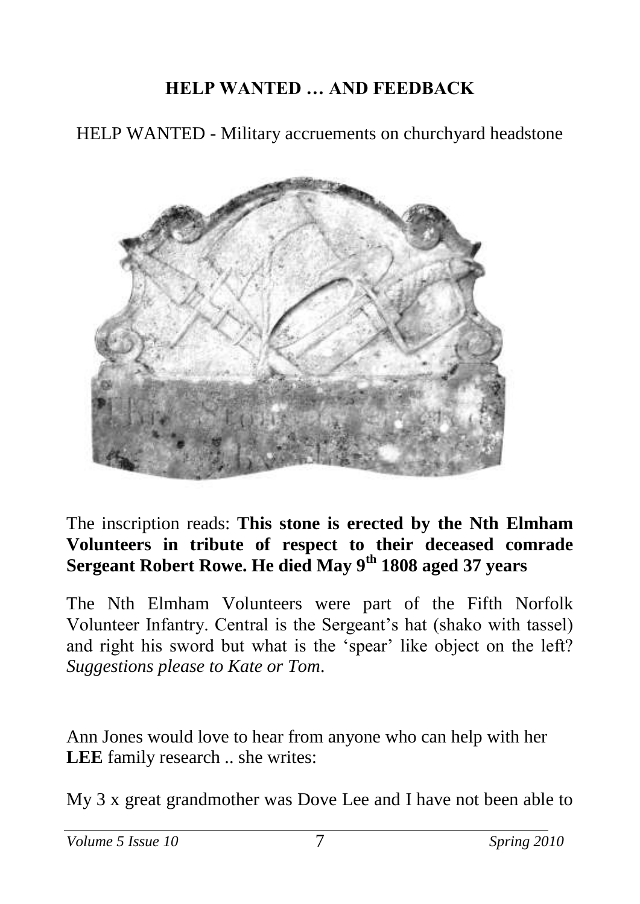## HELP WANTED … AND FEEDBACK

HELP WANTED - Military accruements on churchyard headstone

The inscription reads: **This stone is erected by the Nth Elmham Volunteers in tribute of respect to their deceased comrade Sergeant Robert Rowe. He died May 9th 1808 aged 37 years**

The Nth Elmham Volunteers were part of the Fifth Norfolk Volunteer Infantry. Central is the Sergeant's hat (shako with tassel) and right his sword but what is the 'spear' like object on the left? *Suggestions please to Kate or Tom*.

Ann Jones would love to hear from anyone who can help with her **LEE** family research .. she writes:

My 3 x great grandmother was Dove Lee and I have not been able to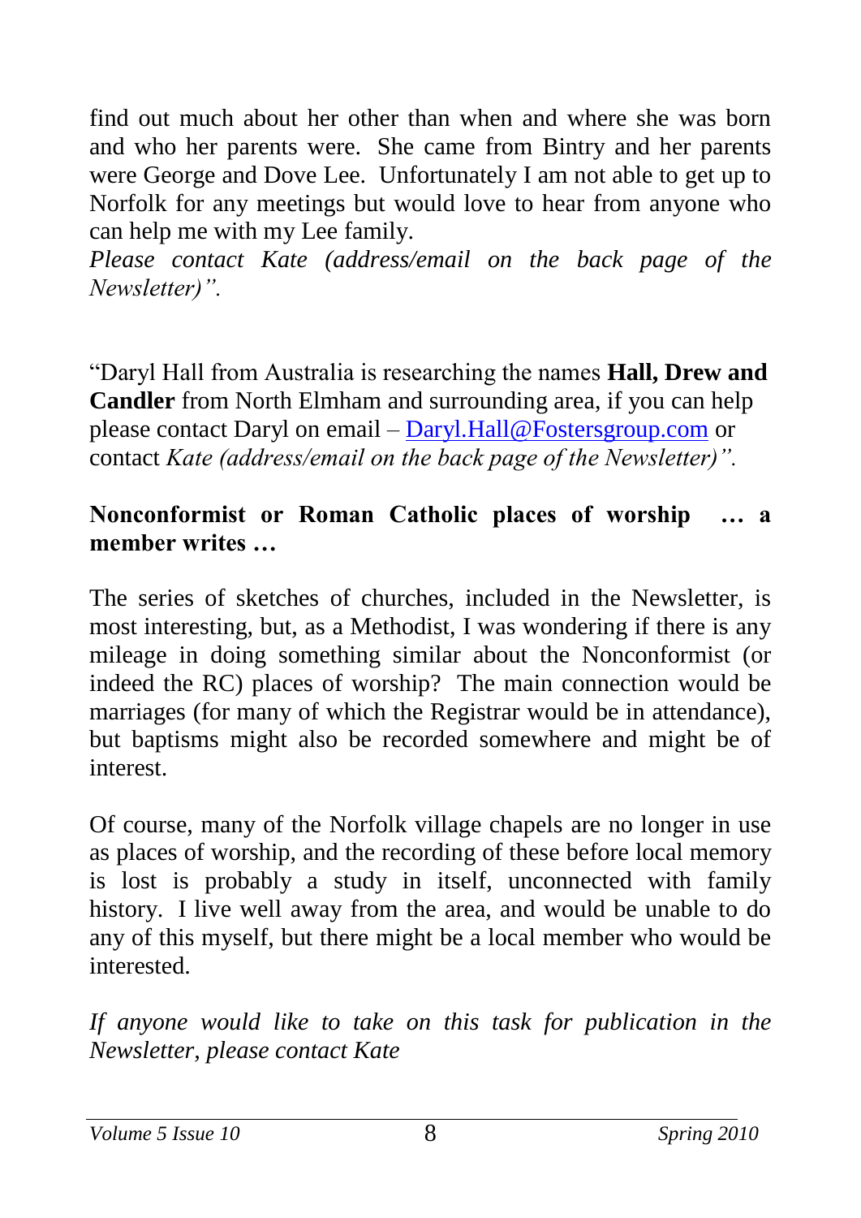find out much about her other than when and where she was born and who her parents were. She came from Bintry and her parents were George and Dove Lee. Unfortunately I am not able to get up to Norfolk for any meetings but would love to hear from anyone who can help me with my Lee family.

*Please contact Kate (address/email on the back page of the Newsletter)".*

"Daryl Hall from Australia is researching the names **Hall, Drew and Candler** from North Elmham and surrounding area, if you can help please contact Daryl on email – Daryl.Hall@Fostersgroup.com or contact *Kate (address/email on the back page of the Newsletter)".*

**Nonconformist or Roman Catholic places of worship … a member writes …**

The series of sketches of churches, included in the Newsletter, is most interesting, but, as a Methodist, I was wondering if there is any mileage in doing something similar about the Nonconformist (or indeed the RC) places of worship? The main connection would be marriages (for many of which the Registrar would be in attendance), but baptisms might also be recorded somewhere and might be of interest.

Of course, many of the Norfolk village chapels are no longer in use as places of worship, and the recording of these before local memory is lost is probably a study in itself, unconnected with family history. I live well away from the area, and would be unable to do any of this myself, but there might be a local member who would be interested.

*If anyone would like to take on this task for publication in the Newsletter, please contact Kate*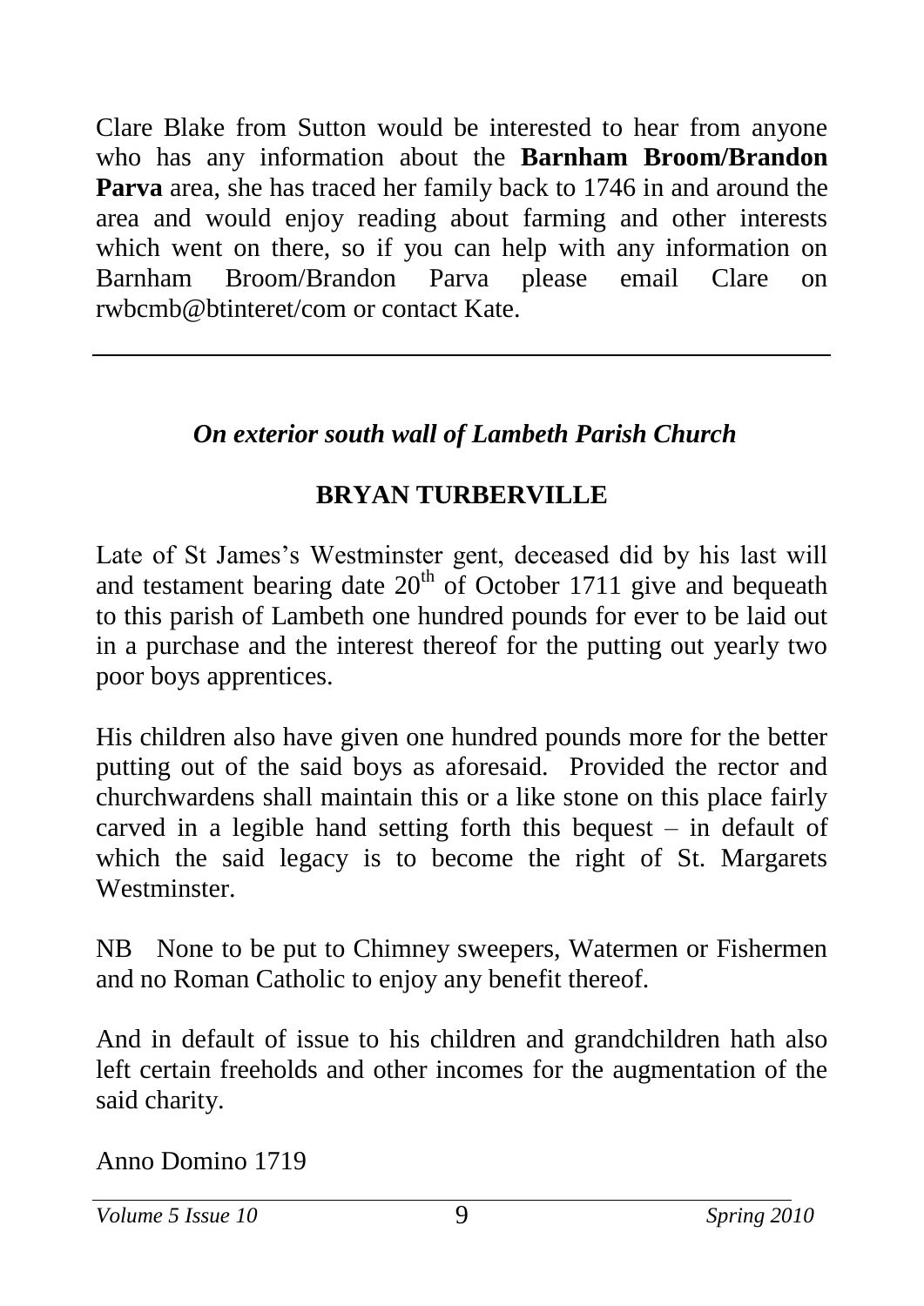Clare Blake from Sutton would be interested to hear from anyone who has any information about the **Barnham Broom/Brandon Parva** area, she has traced her family back to 1746 in and around the area and would enjoy reading about farming and other interests which went on there, so if you can help with any information on Barnham Broom/Brandon Parva please email Clare on rwbcmb@btinteret/com or contact Kate.

---

### *On exterior south wall of Lambeth Parish Church*

### BRYAN TURBERVILLE

Late of St James's Westminster gent, deceased did by his last will and testament bearing date 20th of October 1711 give and bequeath to this parish of Lambeth one hundred pounds for ever to be laid out in a purchase and the interest thereof for the putting out yearly two poor boys apprentices.

His children also have given one hundred pounds more for the better putting out of the said boys as aforesaid. Provided the rector and churchwardens shall maintain this or a like stone on this place fairly carved in a legible hand setting forth this bequest – in default of which the said legacy is to become the right of St. Margarets Westminster.

NB None to be put to Chimney sweepers, Watermen or Fishermen and no Roman Catholic to enjoy any benefit thereof.

And in default of issue to his children and grandchildren hath also left certain freeholds and other incomes for the augmentation of the said charity.

Anno Domino 1719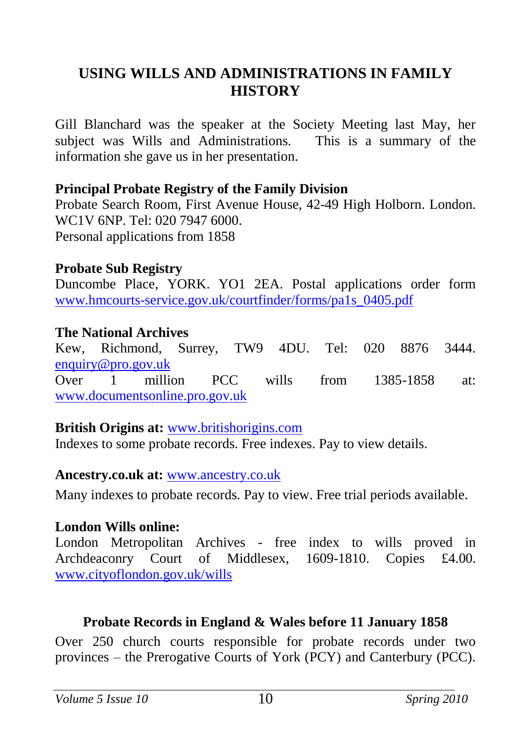## USING WILLS AND ADMINISTRATIONS IN FAMILY HISTORY

Gill Blanchard was the speaker at the Society Meeting last May, her subject was Wills and Administrations. This is a summary of the information she gave us in her presentation.

**Principal Probate Registry of the Family Division**
Probate Search Room, First Avenue House, 42-49 High Holborn. London. WC1V 6NP. Tel: 020 7947 6000.
Personal applications from 1858

**Probate Sub Registry**
Duncombe Place, YORK. YO1 2EA. Postal applications order form www.hmcourts-service.gov.uk/courtfinder/forms/pa1s_0405.pdf

**The National Archives**
Kew, Richmond, Surrey, TW9 4DU. Tel: 020 8876 3444. enquiry@pro.gov.uk
Over 1 million PCC wills from 1385-1858 at: www.documentsonline.pro.gov.uk

**British Origins at:** www.britishorigins.com
Indexes to some probate records. Free indexes. Pay to view details.

**Ancestry.co.uk at:** www.ancestry.co.uk

Many indexes to probate records. Pay to view. Free trial periods available.

**London Wills online:**
London Metropolitan Archives - free index to wills proved in Archdeaconry Court of Middlesex, 1609-1810. Copies £4.00. www.cityoflondon.gov.uk/wills

### Probate Records in England & Wales before 11 January 1858

Over 250 church courts responsible for probate records under two provinces – the Prerogative Courts of York (PCY) and Canterbury (PCC).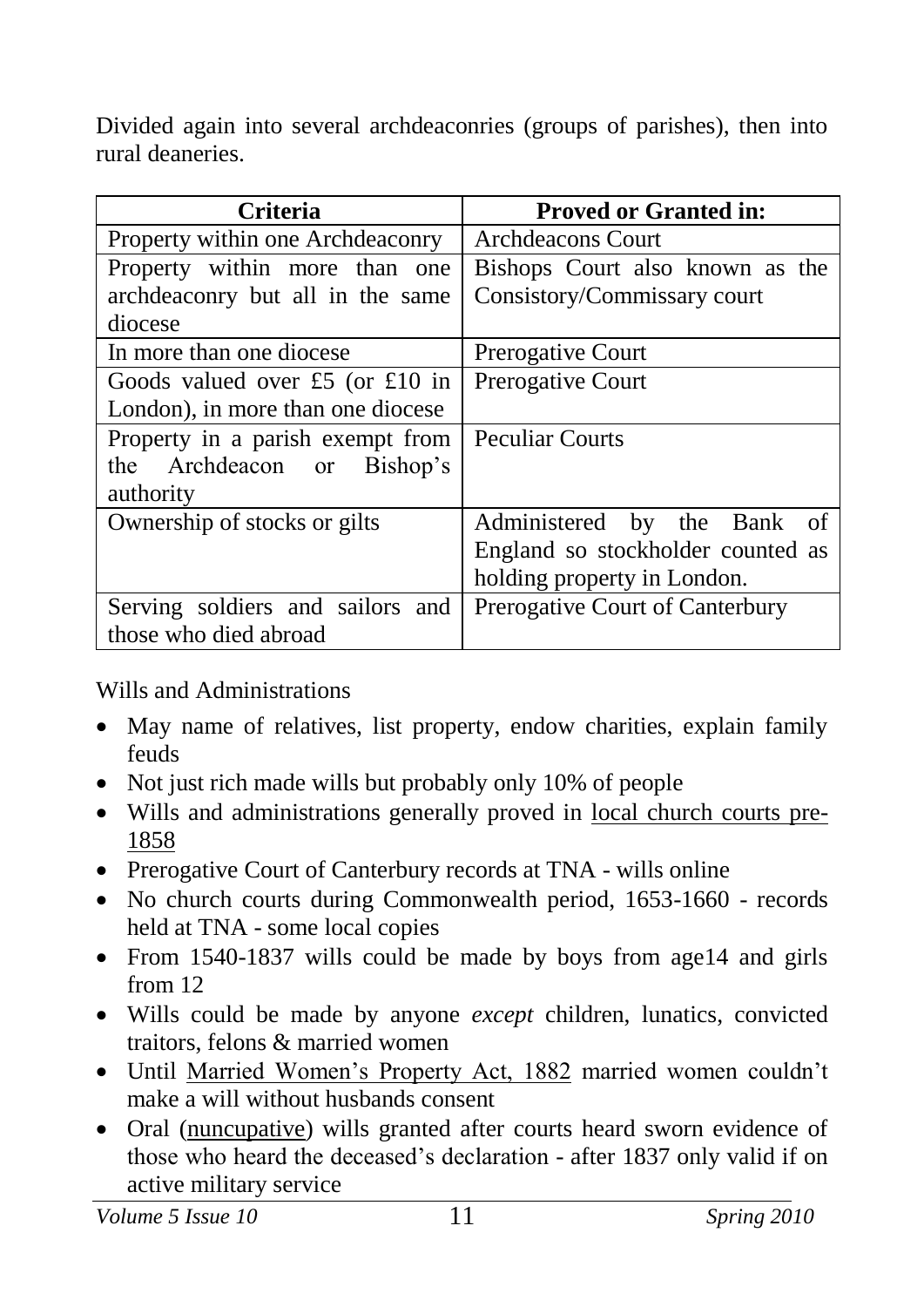Divided again into several archdeaconries (groups of parishes), then into rural deaneries.

| Criteria | Proved or Granted in: |
| --- | --- |
| Property within one Archdeaconry | Archdeacons Court |
| Property within more than one archdeaconry but all in the same diocese | Bishops Court also known as the Consistory/Commissary court |
| In more than one diocese | Prerogative Court |
| Goods valued over £5 (or £10 in London), in more than one diocese | Prerogative Court |
| Property in a parish exempt from the Archdeacon or Bishop's authority | Peculiar Courts |
| Ownership of stocks or gilts | Administered by the Bank of England so stockholder counted as holding property in London. |
| Serving soldiers and sailors and those who died abroad | Prerogative Court of Canterbury |

Wills and Administrations

- May name of relatives, list property, endow charities, explain family feuds
- Not just rich made wills but probably only 10% of people
- Wills and administrations generally proved in local church courts pre-1858
- Prerogative Court of Canterbury records at TNA - wills online
- No church courts during Commonwealth period, 1653-1660 - records held at TNA - some local copies
- From 1540-1837 wills could be made by boys from age14 and girls from 12
- Wills could be made by anyone *except* children, lunatics, convicted traitors, felons & married women
- Until Married Women's Property Act, 1882 married women couldn't make a will without husbands consent
- Oral (nuncupative) wills granted after courts heard sworn evidence of those who heard the deceased's declaration - after 1837 only valid if on active military service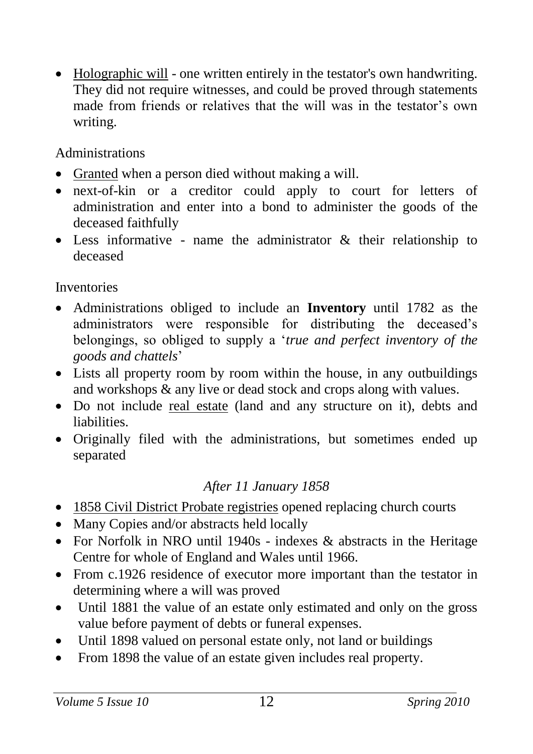- Holographic will - one written entirely in the testator's own handwriting. They did not require witnesses, and could be proved through statements made from friends or relatives that the will was in the testator's own writing.

Administrations

- Granted when a person died without making a will.
- next-of-kin or a creditor could apply to court for letters of administration and enter into a bond to administer the goods of the deceased faithfully
- Less informative - name the administrator & their relationship to deceased

Inventories

- Administrations obliged to include an **Inventory** until 1782 as the administrators were responsible for distributing the deceased's belongings, so obliged to supply a '*true and perfect inventory of the goods and chattels*'
- Lists all property room by room within the house, in any outbuildings and workshops & any live or dead stock and crops along with values.
- Do not include real estate (land and any structure on it), debts and liabilities.
- Originally filed with the administrations, but sometimes ended up separated

*After 11 January 1858*

- 1858 Civil District Probate registries opened replacing church courts
- Many Copies and/or abstracts held locally
- For Norfolk in NRO until 1940s - indexes & abstracts in the Heritage Centre for whole of England and Wales until 1966.
- From c.1926 residence of executor more important than the testator in determining where a will was proved
- Until 1881 the value of an estate only estimated and only on the gross value before payment of debts or funeral expenses.
- Until 1898 valued on personal estate only, not land or buildings
- From 1898 the value of an estate given includes real property.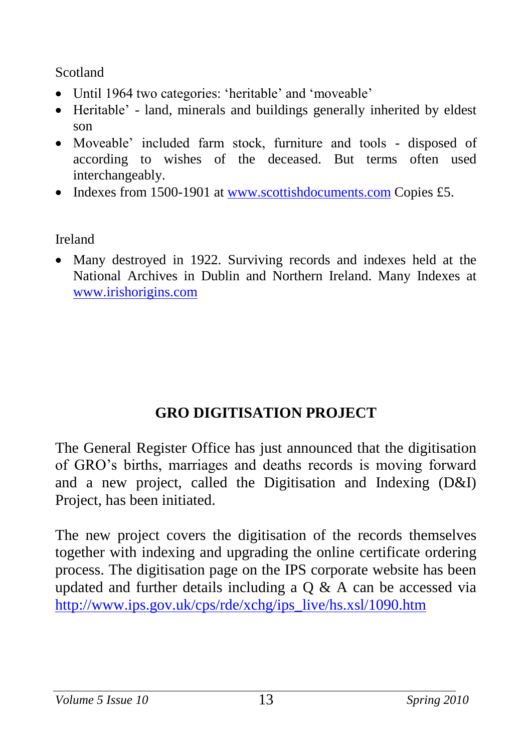Scotland

- Until 1964 two categories: ‘heritable’ and ‘moveable’
- Heritable’ - land, minerals and buildings generally inherited by eldest son
- Moveable’ included farm stock, furniture and tools - disposed of according to wishes of the deceased. But terms often used interchangeably.
- Indexes from 1500-1901 at www.scottishdocuments.com Copies £5.

Ireland

- Many destroyed in 1922. Surviving records and indexes held at the National Archives in Dublin and Northern Ireland. Many Indexes at www.irishorigins.com

## GRO DIGITISATION PROJECT

The General Register Office has just announced that the digitisation of GRO’s births, marriages and deaths records is moving forward and a new project, called the Digitisation and Indexing (D&I) Project, has been initiated.

The new project covers the digitisation of the records themselves together with indexing and upgrading the online certificate ordering process. The digitisation page on the IPS corporate website has been updated and further details including a Q & A can be accessed via http://www.ips.gov.uk/cps/rde/xchg/ips_live/hs.xsl/1090.htm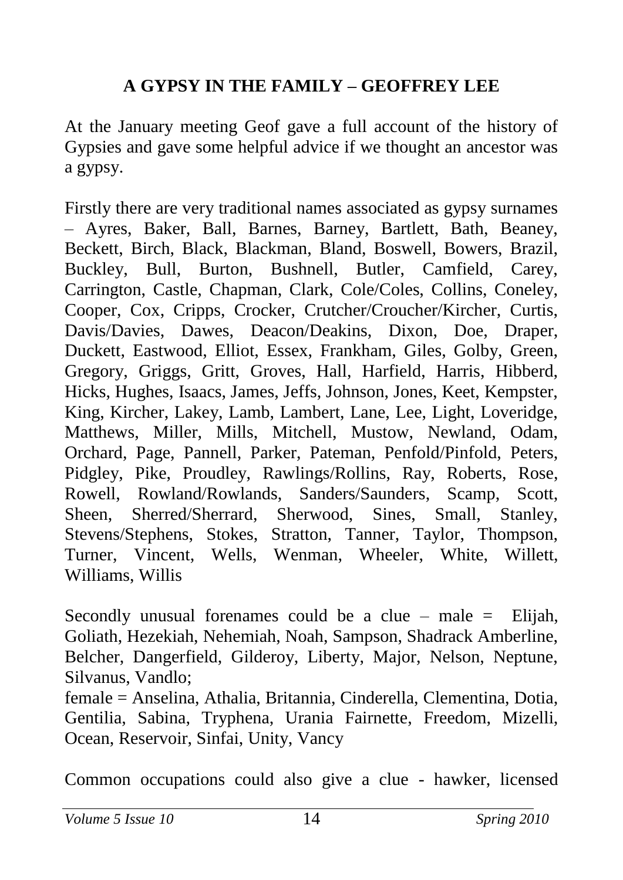## A GYPSY IN THE FAMILY – GEOFFREY LEE

At the January meeting Geof gave a full account of the history of Gypsies and gave some helpful advice if we thought an ancestor was a gypsy.

Firstly there are very traditional names associated as gypsy surnames – Ayres, Baker, Ball, Barnes, Barney, Bartlett, Bath, Beaney, Beckett, Birch, Black, Blackman, Bland, Boswell, Bowers, Brazil, Buckley, Bull, Burton, Bushnell, Butler, Camfield, Carey, Carrington, Castle, Chapman, Clark, Cole/Coles, Collins, Coneley, Cooper, Cox, Cripps, Crocker, Crutcher/Croucher/Kircher, Curtis, Davis/Davies, Dawes, Deacon/Deakins, Dixon, Doe, Draper, Duckett, Eastwood, Elliot, Essex, Frankham, Giles, Golby, Green, Gregory, Griggs, Gritt, Groves, Hall, Harfield, Harris, Hibberd, Hicks, Hughes, Isaacs, James, Jeffs, Johnson, Jones, Keet, Kempster, King, Kircher, Lakey, Lamb, Lambert, Lane, Lee, Light, Loveridge, Matthews, Miller, Mills, Mitchell, Mustow, Newland, Odam, Orchard, Page, Pannell, Parker, Pateman, Penfold/Pinfold, Peters, Pidgley, Pike, Proudley, Rawlings/Rollins, Ray, Roberts, Rose, Rowell, Rowland/Rowlands, Sanders/Saunders, Scamp, Scott, Sheen, Sherred/Sherrard, Sherwood, Sines, Small, Stanley, Stevens/Stephens, Stokes, Stratton, Tanner, Taylor, Thompson, Turner, Vincent, Wells, Wenman, Wheeler, White, Willett, Williams, Willis

Secondly unusual forenames could be a clue – male = Elijah, Goliath, Hezekiah, Nehemiah, Noah, Sampson, Shadrack Amberline, Belcher, Dangerfield, Gilderoy, Liberty, Major, Nelson, Neptune, Silvanus, Vandlo;
female = Anselina, Athalia, Britannia, Cinderella, Clementina, Dotia, Gentilia, Sabina, Tryphena, Urania Fairnette, Freedom, Mizelli, Ocean, Reservoir, Sinfai, Unity, Vancy

Common occupations could also give a clue - hawker, licensed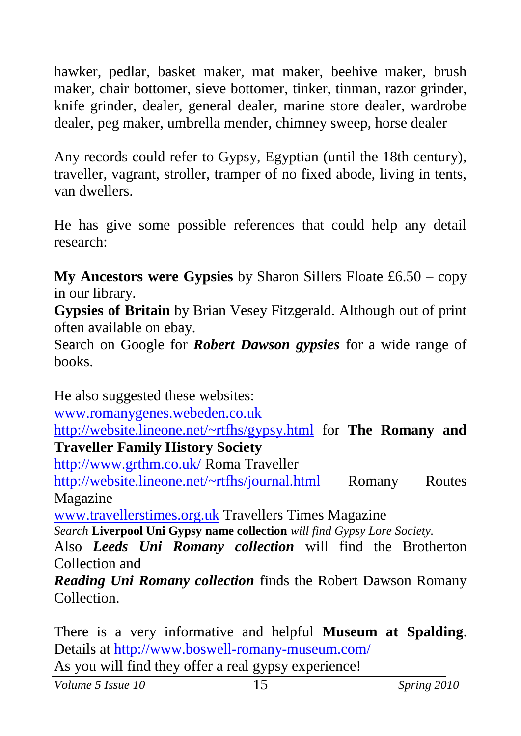hawker, pedlar, basket maker, mat maker, beehive maker, brush maker, chair bottomer, sieve bottomer, tinker, tinman, razor grinder, knife grinder, dealer, general dealer, marine store dealer, wardrobe dealer, peg maker, umbrella mender, chimney sweep, horse dealer

Any records could refer to Gypsy, Egyptian (until the 18th century), traveller, vagrant, stroller, tramper of no fixed abode, living in tents, van dwellers.

He has give some possible references that could help any detail research:

**My Ancestors were Gypsies** by Sharon Sillers Floate £6.50 – copy in our library.
**Gypsies of Britain** by Brian Vesey Fitzgerald. Although out of print often available on ebay.
Search on Google for ***Robert Dawson gypsies*** for a wide range of books.

He also suggested these websites:
www.romanygenes.webeden.co.uk
http://website.lineone.net/~rtfhs/gypsy.html for **The Romany and Traveller Family History Society**
http://www.grthm.co.uk/ Roma Traveller
http://website.lineone.net/~rtfhs/journal.html Romany Routes Magazine
www.travellerstimes.org.uk Travellers Times Magazine
*Search* **Liverpool Uni Gypsy name collection** *will find Gypsy Lore Society.*
Also ***Leeds Uni Romany collection*** will find the Brotherton Collection and
***Reading Uni Romany collection*** finds the Robert Dawson Romany Collection.

There is a very informative and helpful **Museum at Spalding**. Details at http://www.boswell-romany-museum.com/
As you will find they offer a real gypsy experience!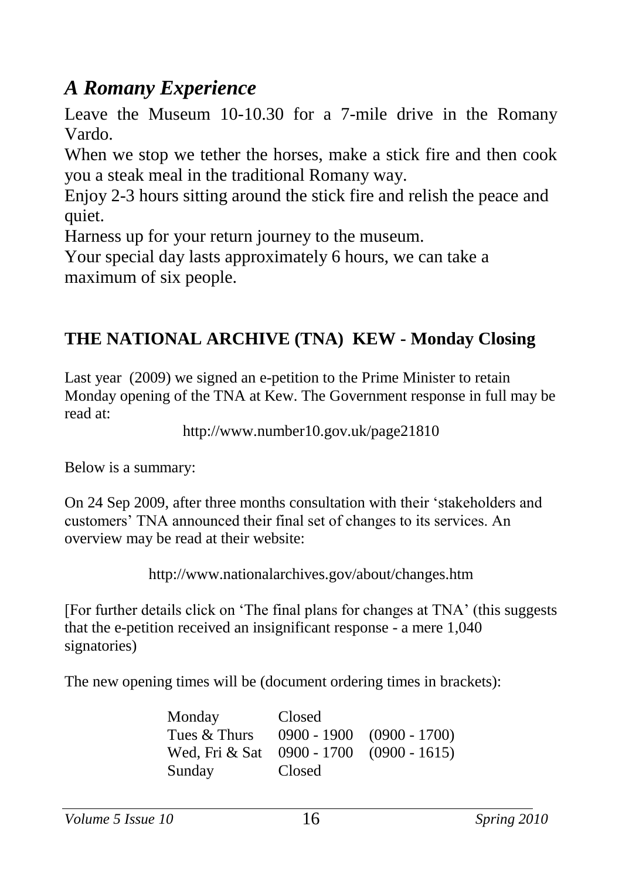## *A Romany Experience*

Leave the Museum 10-10.30 for a 7-mile drive in the Romany Vardo.

When we stop we tether the horses, make a stick fire and then cook you a steak meal in the traditional Romany way.

Enjoy 2-3 hours sitting around the stick fire and relish the peace and quiet.

Harness up for your return journey to the museum.

Your special day lasts approximately 6 hours, we can take a maximum of six people.

### THE NATIONAL ARCHIVE (TNA) KEW - Monday Closing

Last year (2009) we signed an e-petition to the Prime Minister to retain Monday opening of the TNA at Kew. The Government response in full may be read at:

http://www.number10.gov.uk/page21810

Below is a summary:

On 24 Sep 2009, after three months consultation with their 'stakeholders and customers' TNA announced their final set of changes to its services. An overview may be read at their website:

http://www.nationalarchives.gov/about/changes.htm

[For further details click on 'The final plans for changes at TNA' (this suggests that the e-petition received an insignificant response - a mere 1,040 signatories)

The new opening times will be (document ordering times in brackets):

| | | |
|---|---|---|
| Monday | Closed | |
| Tues & Thurs | 0900 - 1900 | (0900 - 1700) |
| Wed, Fri & Sat | 0900 - 1700 | (0900 - 1615) |
| Sunday | Closed | |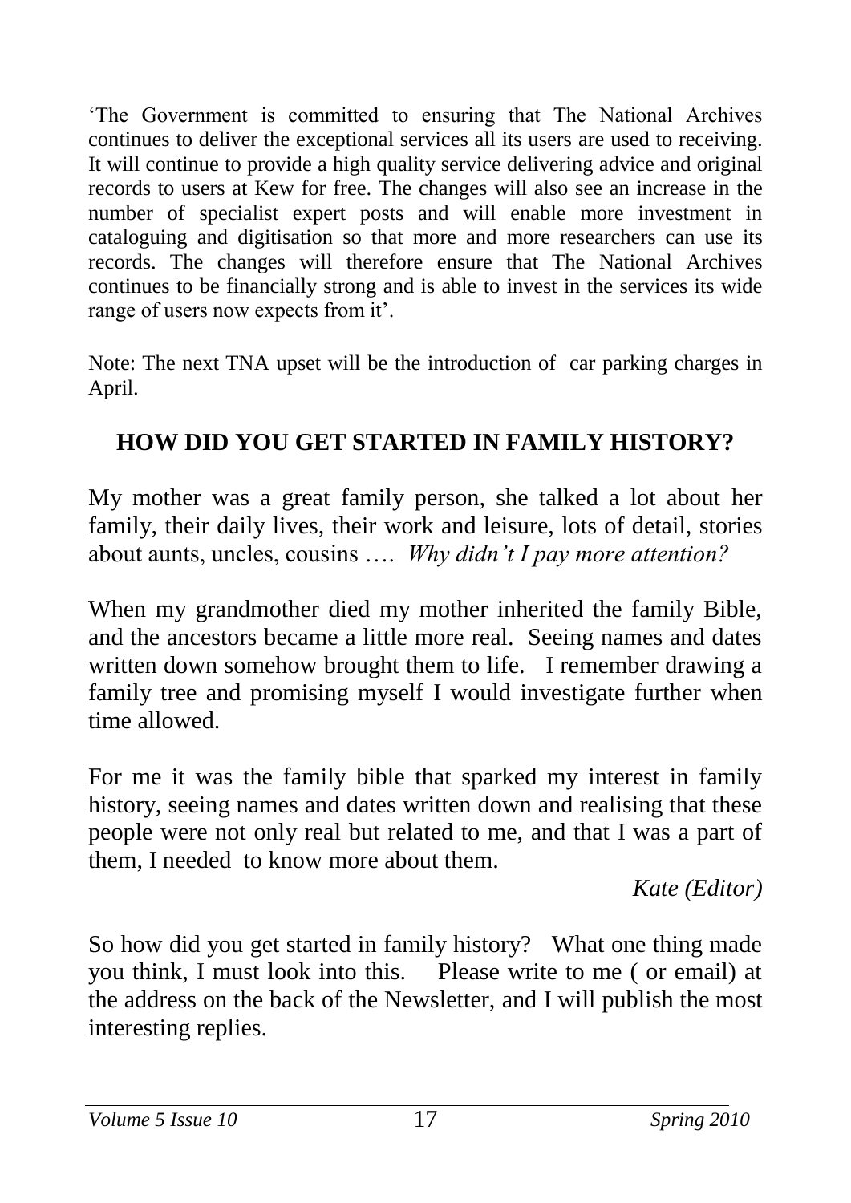'The Government is committed to ensuring that The National Archives continues to deliver the exceptional services all its users are used to receiving. It will continue to provide a high quality service delivering advice and original records to users at Kew for free. The changes will also see an increase in the number of specialist expert posts and will enable more investment in cataloguing and digitisation so that more and more researchers can use its records. The changes will therefore ensure that The National Archives continues to be financially strong and is able to invest in the services its wide range of users now expects from it'.

Note: The next TNA upset will be the introduction of car parking charges in April.

## HOW DID YOU GET STARTED IN FAMILY HISTORY?

My mother was a great family person, she talked a lot about her family, their daily lives, their work and leisure, lots of detail, stories about aunts, uncles, cousins …. *Why didn't I pay more attention?*

When my grandmother died my mother inherited the family Bible, and the ancestors became a little more real. Seeing names and dates written down somehow brought them to life. I remember drawing a family tree and promising myself I would investigate further when time allowed.

For me it was the family bible that sparked my interest in family history, seeing names and dates written down and realising that these people were not only real but related to me, and that I was a part of them, I needed to know more about them.

*Kate (Editor)*

So how did you get started in family history? What one thing made you think, I must look into this. Please write to me ( or email) at the address on the back of the Newsletter, and I will publish the most interesting replies.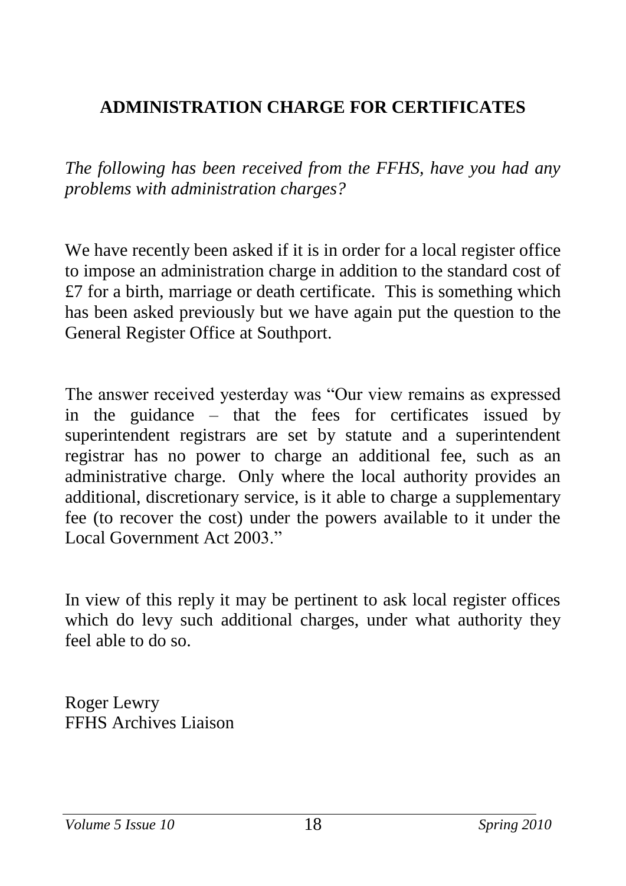## ADMINISTRATION CHARGE FOR CERTIFICATES

*The following has been received from the FFHS, have you had any problems with administration charges?*

We have recently been asked if it is in order for a local register office to impose an administration charge in addition to the standard cost of £7 for a birth, marriage or death certificate. This is something which has been asked previously but we have again put the question to the General Register Office at Southport.

The answer received yesterday was "Our view remains as expressed in the guidance – that the fees for certificates issued by superintendent registrars are set by statute and a superintendent registrar has no power to charge an additional fee, such as an administrative charge. Only where the local authority provides an additional, discretionary service, is it able to charge a supplementary fee (to recover the cost) under the powers available to it under the Local Government Act 2003."

In view of this reply it may be pertinent to ask local register offices which do levy such additional charges, under what authority they feel able to do so.

Roger Lewry
FFHS Archives Liaison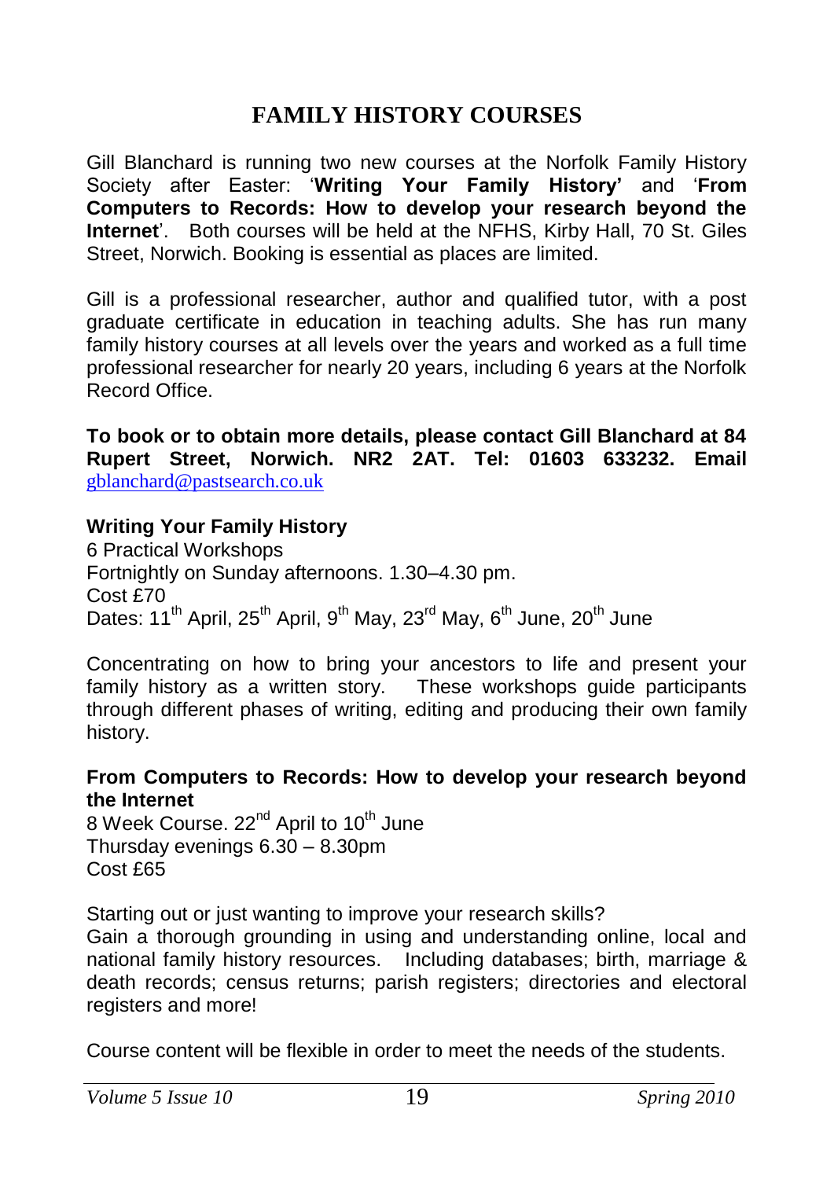# FAMILY HISTORY COURSES

Gill Blanchard is running two new courses at the Norfolk Family History Society after Easter: '**Writing Your Family History'** and '**From Computers to Records: How to develop your research beyond the Internet**'. Both courses will be held at the NFHS, Kirby Hall, 70 St. Giles Street, Norwich. Booking is essential as places are limited.

Gill is a professional researcher, author and qualified tutor, with a post graduate certificate in education in teaching adults. She has run many family history courses at all levels over the years and worked as a full time professional researcher for nearly 20 years, including 6 years at the Norfolk Record Office.

**To book or to obtain more details, please contact Gill Blanchard at 84 Rupert Street, Norwich. NR2 2AT. Tel: 01603 633232. Email** gblanchard@pastsearch.co.uk

**Writing Your Family History**
6 Practical Workshops
Fortnightly on Sunday afternoons. 1.30–4.30 pm.
Cost £70
Dates: 11th April, 25th April, 9th May, 23rd May, 6th June, 20th June

Concentrating on how to bring your ancestors to life and present your family history as a written story. These workshops guide participants through different phases of writing, editing and producing their own family history.

**From Computers to Records: How to develop your research beyond the Internet**
8 Week Course. 22nd April to 10th June
Thursday evenings 6.30 – 8.30pm
Cost £65

Starting out or just wanting to improve your research skills?
Gain a thorough grounding in using and understanding online, local and national family history resources. Including databases; birth, marriage & death records; census returns; parish registers; directories and electoral registers and more!

Course content will be flexible in order to meet the needs of the students.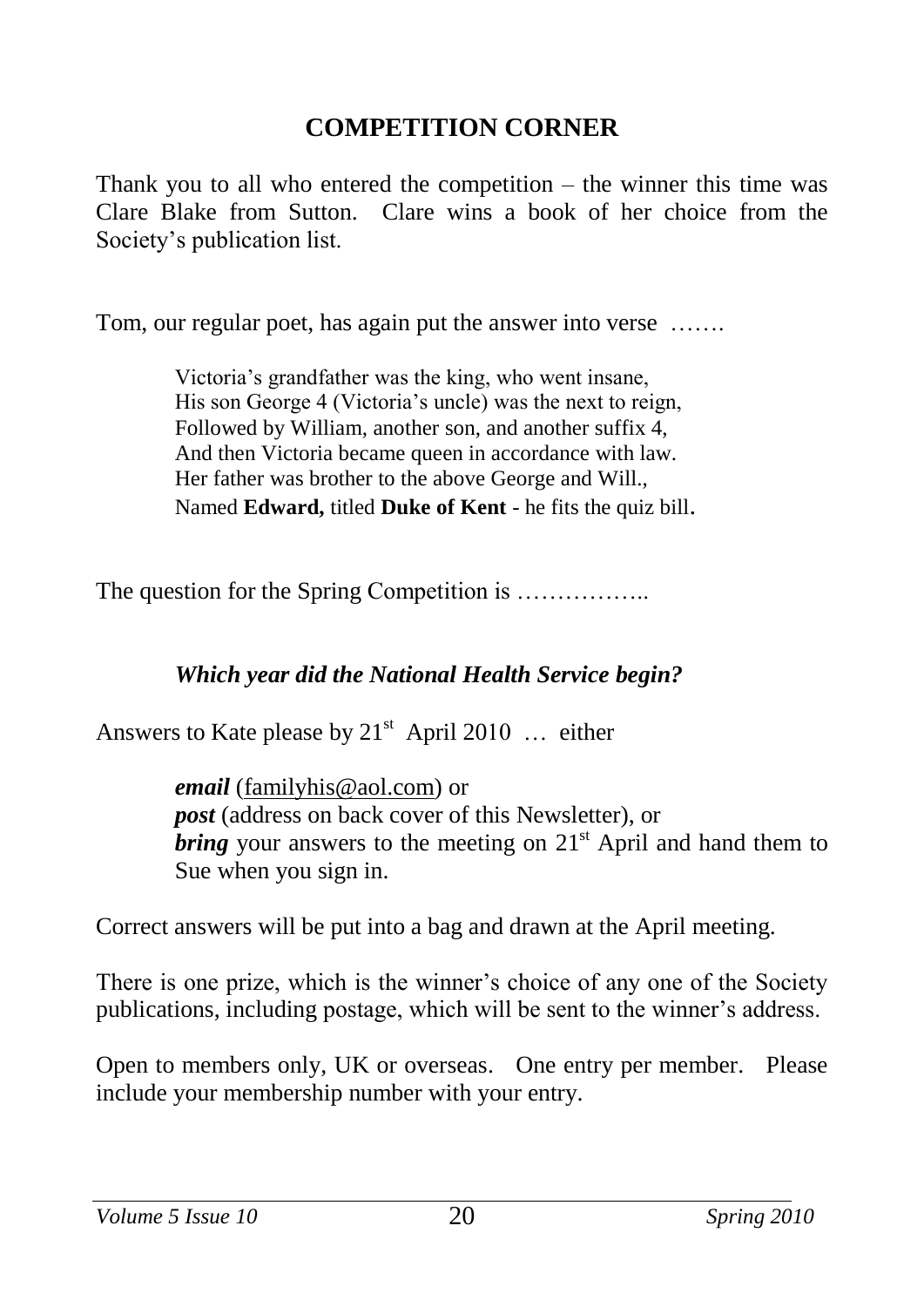## COMPETITION CORNER

Thank you to all who entered the competition – the winner this time was Clare Blake from Sutton. Clare wins a book of her choice from the Society's publication list.

Tom, our regular poet, has again put the answer into verse …….

> Victoria's grandfather was the king, who went insane,
> His son George 4 (Victoria's uncle) was the next to reign,
> Followed by William, another son, and another suffix 4,
> And then Victoria became queen in accordance with law.
> Her father was brother to the above George and Will.,
> Named **Edward,** titled **Duke of Kent** - he fits the quiz bill.

The question for the Spring Competition is ……………..

***Which year did the National Health Service begin?***

Answers to Kate please by 21st April 2010 … either

> ***email*** (familyhis@aol.com) or
> ***post*** (address on back cover of this Newsletter), or
> ***bring*** your answers to the meeting on 21st April and hand them to Sue when you sign in.

Correct answers will be put into a bag and drawn at the April meeting.

There is one prize, which is the winner's choice of any one of the Society publications, including postage, which will be sent to the winner's address.

Open to members only, UK or overseas. One entry per member. Please include your membership number with your entry.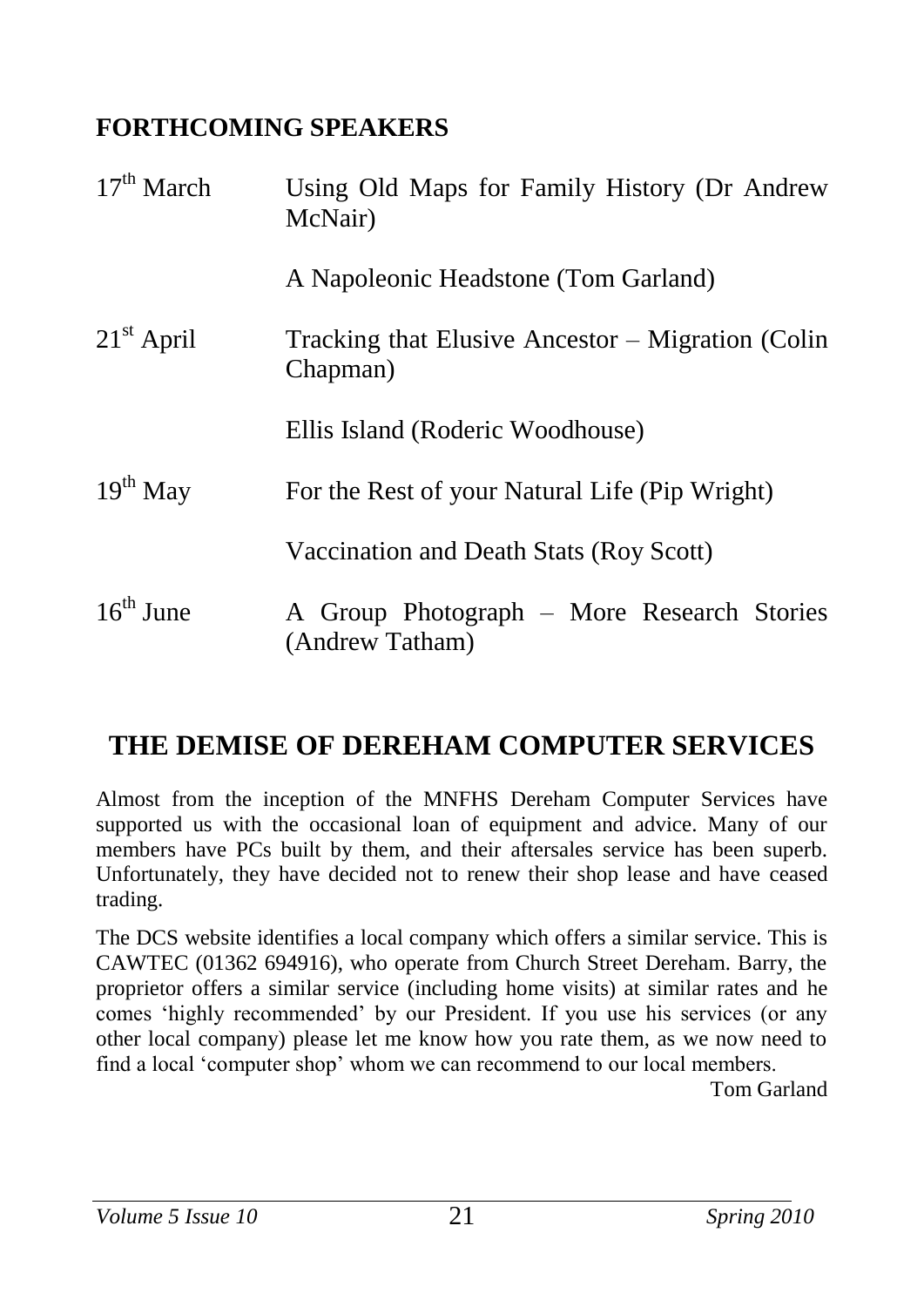## FORTHCOMING SPEAKERS

| | |
|---|---|
| 17th March | Using Old Maps for Family History (Dr Andrew McNair) |
| | A Napoleonic Headstone (Tom Garland) |
| 21st April | Tracking that Elusive Ancestor – Migration (Colin Chapman) |
| | Ellis Island (Roderic Woodhouse) |
| 19th May | For the Rest of your Natural Life (Pip Wright) |
| | Vaccination and Death Stats (Roy Scott) |
| 16th June | A Group Photograph – More Research Stories (Andrew Tatham) |

## THE DEMISE OF DEREHAM COMPUTER SERVICES

Almost from the inception of the MNFHS Dereham Computer Services have supported us with the occasional loan of equipment and advice. Many of our members have PCs built by them, and their aftersales service has been superb. Unfortunately, they have decided not to renew their shop lease and have ceased trading.

The DCS website identifies a local company which offers a similar service. This is CAWTEC (01362 694916), who operate from Church Street Dereham. Barry, the proprietor offers a similar service (including home visits) at similar rates and he comes 'highly recommended' by our President. If you use his services (or any other local company) please let me know how you rate them, as we now need to find a local 'computer shop' whom we can recommend to our local members.

Tom Garland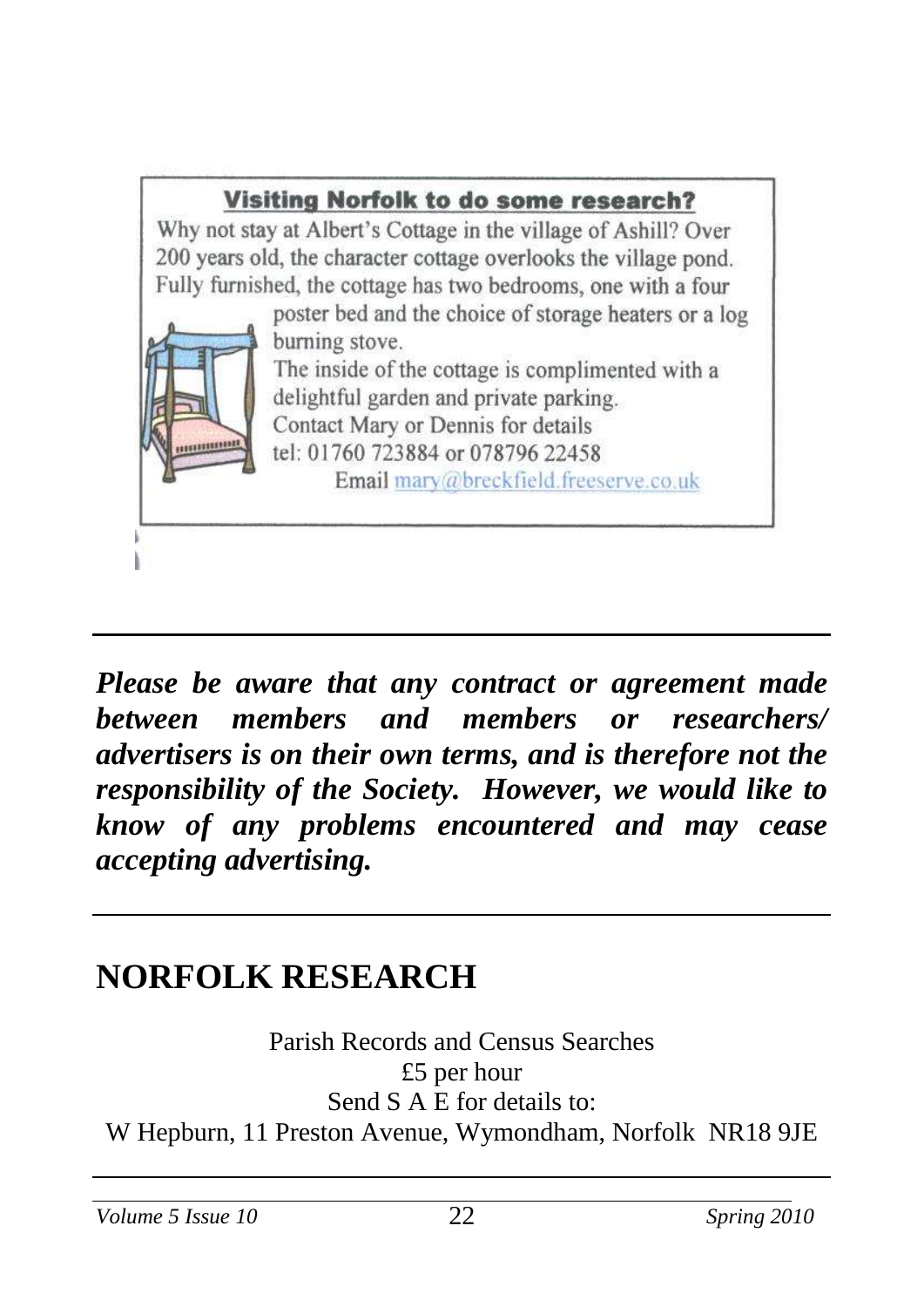**Visiting Norfolk to do some research?**

Why not stay at Albert's Cottage in the village of Ashill? Over 200 years old, the character cottage overlooks the village pond. Fully furnished, the cottage has two bedrooms, one with a four poster bed and the choice of storage heaters or a log burning stove.

The inside of the cottage is complimented with a delightful garden and private parking.

Contact Mary or Dennis for details
tel: 01760 723884 or 078796 22458
Email mary@breckfield.freeserve.co.uk

---

***Please be aware that any contract or agreement made between members and members or researchers/ advertisers is on their own terms, and is therefore not the responsibility of the Society. However, we would like to know of any problems encountered and may cease accepting advertising.***

---

## NORFOLK RESEARCH

Parish Records and Census Searches
£5 per hour
Send S A E for details to:
W Hepburn, 11 Preston Avenue, Wymondham, Norfolk NR18 9JE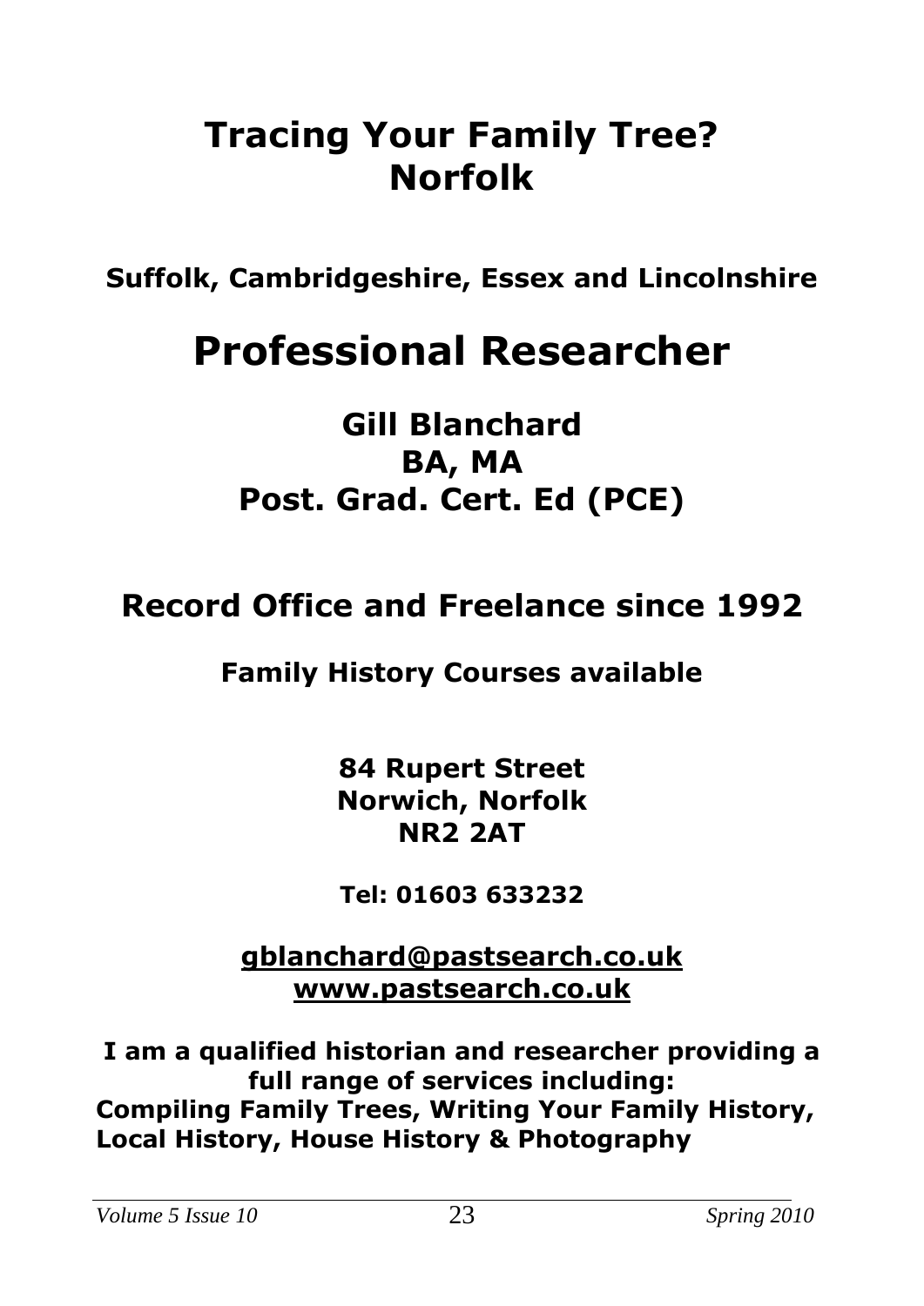# Tracing Your Family Tree?
# Norfolk

**Suffolk, Cambridgeshire, Essex and Lincolnshire**

# Professional Researcher

## Gill Blanchard
## BA, MA
## Post. Grad. Cert. Ed (PCE)

## Record Office and Freelance since 1992

**Family History Courses available**

**84 Rupert Street**
**Norwich, Norfolk**
**NR2 2AT**

**Tel: 01603 633232**

**gblanchard@pastsearch.co.uk**
**www.pastsearch.co.uk**

**I am a qualified historian and researcher providing a full range of services including:**
**Compiling Family Trees, Writing Your Family History, Local History, House History & Photography**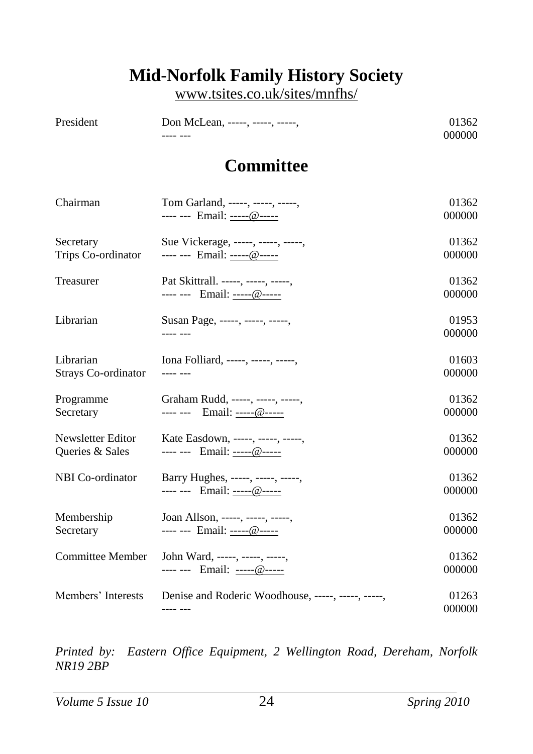# Mid-Norfolk Family History Society

www.tsites.co.uk/sites/mnfhs/

| | | |
|---|---|---|
| President | Don McLean, -----, -----, -----, ---- --- | 01362 000000 |

## Committee

| | | |
|---|---|---|
| Chairman | Tom Garland, -----, -----, -----, ---- --- Email: -----@----- | 01362 000000 |
| Secretary Trips Co-ordinator | Sue Vickerage, -----, -----, -----, ---- --- Email: -----@----- | 01362 000000 |
| Treasurer | Pat Skittrall. -----, -----, -----, ---- --- Email: -----@----- | 01362 000000 |
| Librarian | Susan Page, -----, -----, -----, ---- --- | 01953 000000 |
| Librarian Strays Co-ordinator | Iona Folliard, -----, -----, -----, ---- --- | 01603 000000 |
| Programme Secretary | Graham Rudd, -----, -----, -----, ---- --- Email: -----@----- | 01362 000000 |
| Newsletter Editor Queries & Sales | Kate Easdown, -----, -----, -----, ---- --- Email: -----@----- | 01362 000000 |
| NBI Co-ordinator | Barry Hughes, -----, -----, -----, ---- --- Email: -----@----- | 01362 000000 |
| Membership Secretary | Joan Allson, -----, -----, -----, ---- --- Email: -----@----- | 01362 000000 |
| Committee Member | John Ward, -----, -----, -----, ---- --- Email: -----@----- | 01362 000000 |
| Members' Interests | Denise and Roderic Woodhouse, -----, -----, -----, ---- --- | 01263 000000 |

*Printed by: Eastern Office Equipment, 2 Wellington Road, Dereham, Norfolk NR19 2BP*